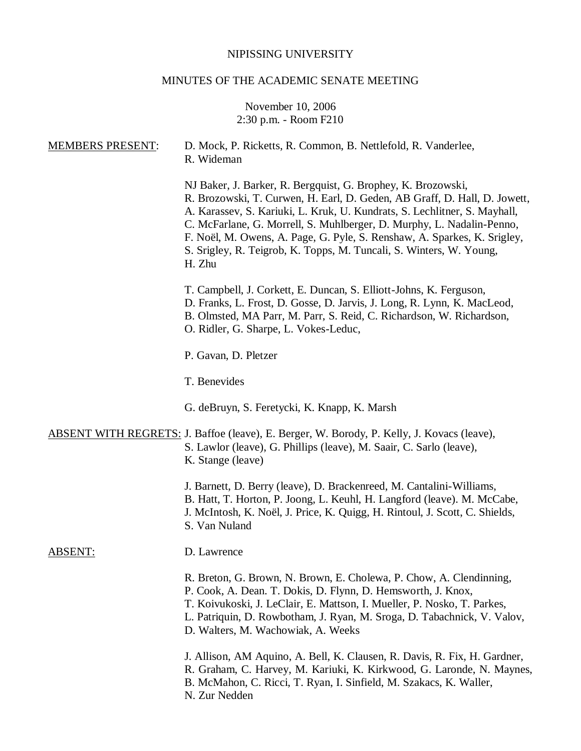NIPISSING UNIVERSITY

MINUTES OF THE ACADEMIC SENATE MEETING

November 10, 2006
2:30 p.m. - Room F210

MEMBERS PRESENT: D. Mock, P. Ricketts, R. Common, B. Nettlefold, R. Vanderlee, R. Wideman

NJ Baker, J. Barker, R. Bergquist, G. Brophey, K. Brozowski, R. Brozowski, T. Curwen, H. Earl, D. Geden, AB Graff, D. Hall, D. Jowett, A. Karassev, S. Kariuki, L. Kruk, U. Kundrats, S. Lechlitner, S. Mayhall, C. McFarlane, G. Morrell, S. Muhlberger, D. Murphy, L. Nadalin-Penno, F. Noël, M. Owens, A. Page, G. Pyle, S. Renshaw, A. Sparkes, K. Srigley, S. Srigley, R. Teigrob, K. Topps, M. Tuncali, S. Winters, W. Young, H. Zhu

T. Campbell, J. Corkett, E. Duncan, S. Elliott-Johns, K. Ferguson, D. Franks, L. Frost, D. Gosse, D. Jarvis, J. Long, R. Lynn, K. MacLeod, B. Olmsted, MA Parr, M. Parr, S. Reid, C. Richardson, W. Richardson, O. Ridler, G. Sharpe, L. Vokes-Leduc,

P. Gavan, D. Pletzer

T. Benevides

G. deBruyn, S. Feretycki, K. Knapp, K. Marsh

ABSENT WITH REGRETS: J. Baffoe (leave), E. Berger, W. Borody, P. Kelly, J. Kovacs (leave), S. Lawlor (leave), G. Phillips (leave), M. Saair, C. Sarlo (leave), K. Stange (leave)

J. Barnett, D. Berry (leave), D. Brackenreed, M. Cantalini-Williams, B. Hatt, T. Horton, P. Joong, L. Keuhl, H. Langford (leave). M. McCabe, J. McIntosh, K. Noël, J. Price, K. Quigg, H. Rintoul, J. Scott, C. Shields, S. Van Nuland

ABSENT: D. Lawrence

R. Breton, G. Brown, N. Brown, E. Cholewa, P. Chow, A. Clendinning, P. Cook, A. Dean. T. Dokis, D. Flynn, D. Hemsworth, J. Knox, T. Koivukoski, J. LeClair, E. Mattson, I. Mueller, P. Nosko, T. Parkes, L. Patriquin, D. Rowbotham, J. Ryan, M. Sroga, D. Tabachnick, V. Valov, D. Walters, M. Wachowiak, A. Weeks

J. Allison, AM Aquino, A. Bell, K. Clausen, R. Davis, R. Fix, H. Gardner, R. Graham, C. Harvey, M. Kariuki, K. Kirkwood, G. Laronde, N. Maynes, B. McMahon, C. Ricci, T. Ryan, I. Sinfield, M. Szakacs, K. Waller, N. Zur Nedden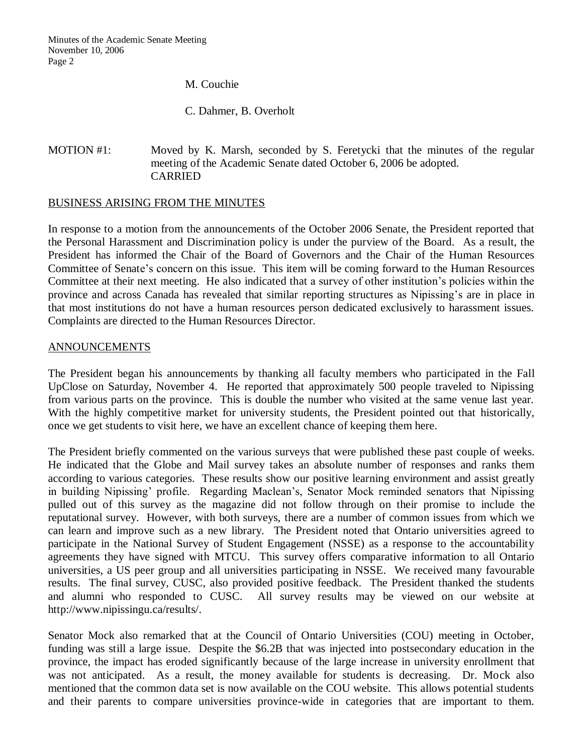M. Couchie

C. Dahmer, B. Overholt

MOTION #1: Moved by K. Marsh, seconded by S. Feretycki that the minutes of the regular meeting of the Academic Senate dated October 6, 2006 be adopted.
CARRIED

## BUSINESS ARISING FROM THE MINUTES

In response to a motion from the announcements of the October 2006 Senate, the President reported that the Personal Harassment and Discrimination policy is under the purview of the Board. As a result, the President has informed the Chair of the Board of Governors and the Chair of the Human Resources Committee of Senate's concern on this issue. This item will be coming forward to the Human Resources Committee at their next meeting. He also indicated that a survey of other institution's policies within the province and across Canada has revealed that similar reporting structures as Nipissing's are in place in that most institutions do not have a human resources person dedicated exclusively to harassment issues. Complaints are directed to the Human Resources Director.

## ANNOUNCEMENTS

The President began his announcements by thanking all faculty members who participated in the Fall UpClose on Saturday, November 4. He reported that approximately 500 people traveled to Nipissing from various parts on the province. This is double the number who visited at the same venue last year. With the highly competitive market for university students, the President pointed out that historically, once we get students to visit here, we have an excellent chance of keeping them here.

The President briefly commented on the various surveys that were published these past couple of weeks. He indicated that the Globe and Mail survey takes an absolute number of responses and ranks them according to various categories. These results show our positive learning environment and assist greatly in building Nipissing' profile. Regarding Maclean's, Senator Mock reminded senators that Nipissing pulled out of this survey as the magazine did not follow through on their promise to include the reputational survey. However, with both surveys, there are a number of common issues from which we can learn and improve such as a new library. The President noted that Ontario universities agreed to participate in the National Survey of Student Engagement (NSSE) as a response to the accountability agreements they have signed with MTCU. This survey offers comparative information to all Ontario universities, a US peer group and all universities participating in NSSE. We received many favourable results. The final survey, CUSC, also provided positive feedback. The President thanked the students and alumni who responded to CUSC. All survey results may be viewed on our website at http://www.nipissingu.ca/results/.

Senator Mock also remarked that at the Council of Ontario Universities (COU) meeting in October, funding was still a large issue. Despite the $6.2B that was injected into postsecondary education in the province, the impact has eroded significantly because of the large increase in university enrollment that was not anticipated. As a result, the money available for students is decreasing. Dr. Mock also mentioned that the common data set is now available on the COU website. This allows potential students and their parents to compare universities province-wide in categories that are important to them.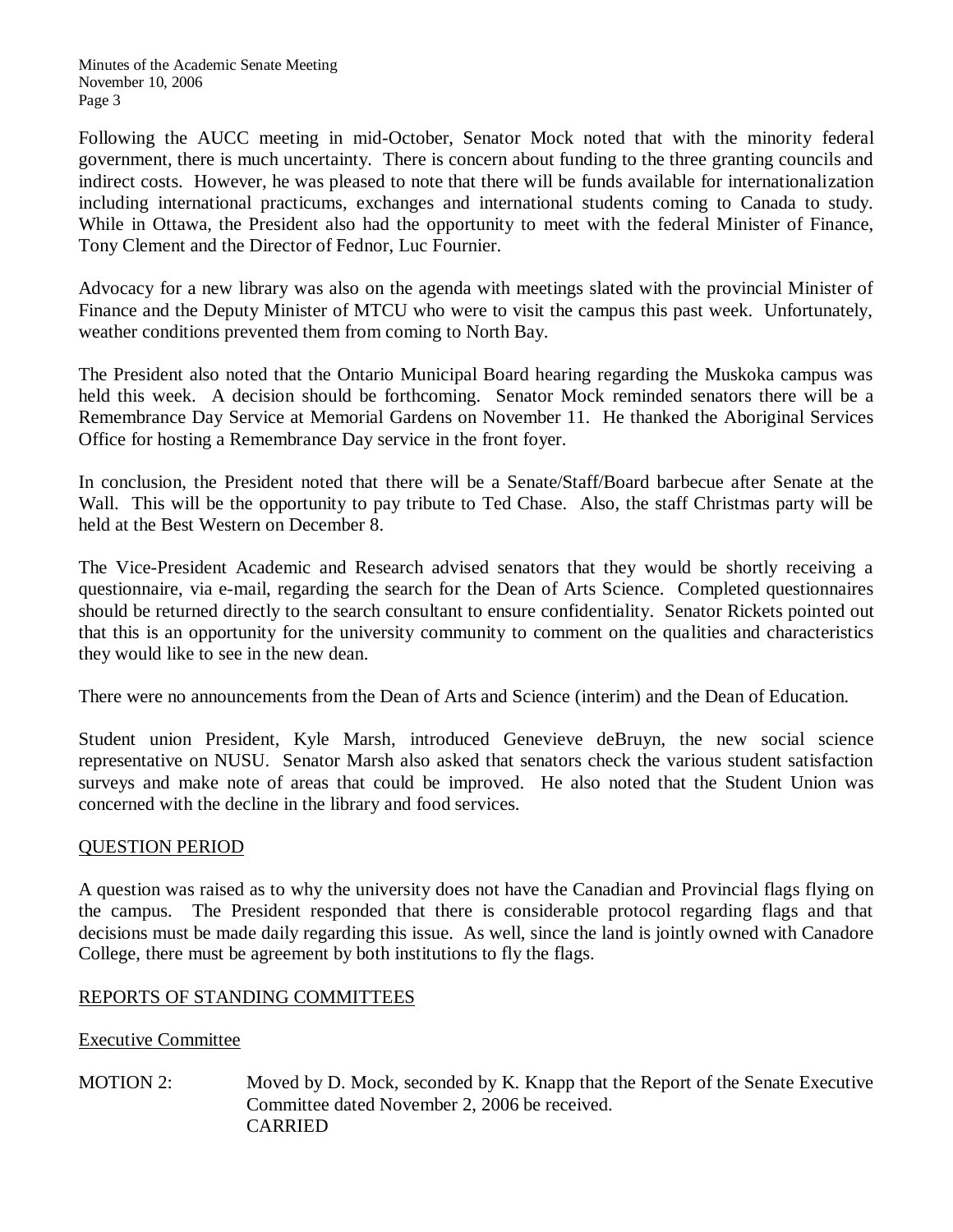Following the AUCC meeting in mid-October, Senator Mock noted that with the minority federal government, there is much uncertainty. There is concern about funding to the three granting councils and indirect costs. However, he was pleased to note that there will be funds available for internationalization including international practicums, exchanges and international students coming to Canada to study. While in Ottawa, the President also had the opportunity to meet with the federal Minister of Finance, Tony Clement and the Director of Fednor, Luc Fournier.

Advocacy for a new library was also on the agenda with meetings slated with the provincial Minister of Finance and the Deputy Minister of MTCU who were to visit the campus this past week. Unfortunately, weather conditions prevented them from coming to North Bay.

The President also noted that the Ontario Municipal Board hearing regarding the Muskoka campus was held this week. A decision should be forthcoming. Senator Mock reminded senators there will be a Remembrance Day Service at Memorial Gardens on November 11. He thanked the Aboriginal Services Office for hosting a Remembrance Day service in the front foyer.

In conclusion, the President noted that there will be a Senate/Staff/Board barbecue after Senate at the Wall. This will be the opportunity to pay tribute to Ted Chase. Also, the staff Christmas party will be held at the Best Western on December 8.

The Vice-President Academic and Research advised senators that they would be shortly receiving a questionnaire, via e-mail, regarding the search for the Dean of Arts Science. Completed questionnaires should be returned directly to the search consultant to ensure confidentiality. Senator Rickets pointed out that this is an opportunity for the university community to comment on the qualities and characteristics they would like to see in the new dean.

There were no announcements from the Dean of Arts and Science (interim) and the Dean of Education.

Student union President, Kyle Marsh, introduced Genevieve deBruyn, the new social science representative on NUSU. Senator Marsh also asked that senators check the various student satisfaction surveys and make note of areas that could be improved. He also noted that the Student Union was concerned with the decline in the library and food services.

## QUESTION PERIOD

A question was raised as to why the university does not have the Canadian and Provincial flags flying on the campus. The President responded that there is considerable protocol regarding flags and that decisions must be made daily regarding this issue. As well, since the land is jointly owned with Canadore College, there must be agreement by both institutions to fly the flags.

## REPORTS OF STANDING COMMITTEES

### Executive Committee

MOTION 2: Moved by D. Mock, seconded by K. Knapp that the Report of the Senate Executive Committee dated November 2, 2006 be received.
CARRIED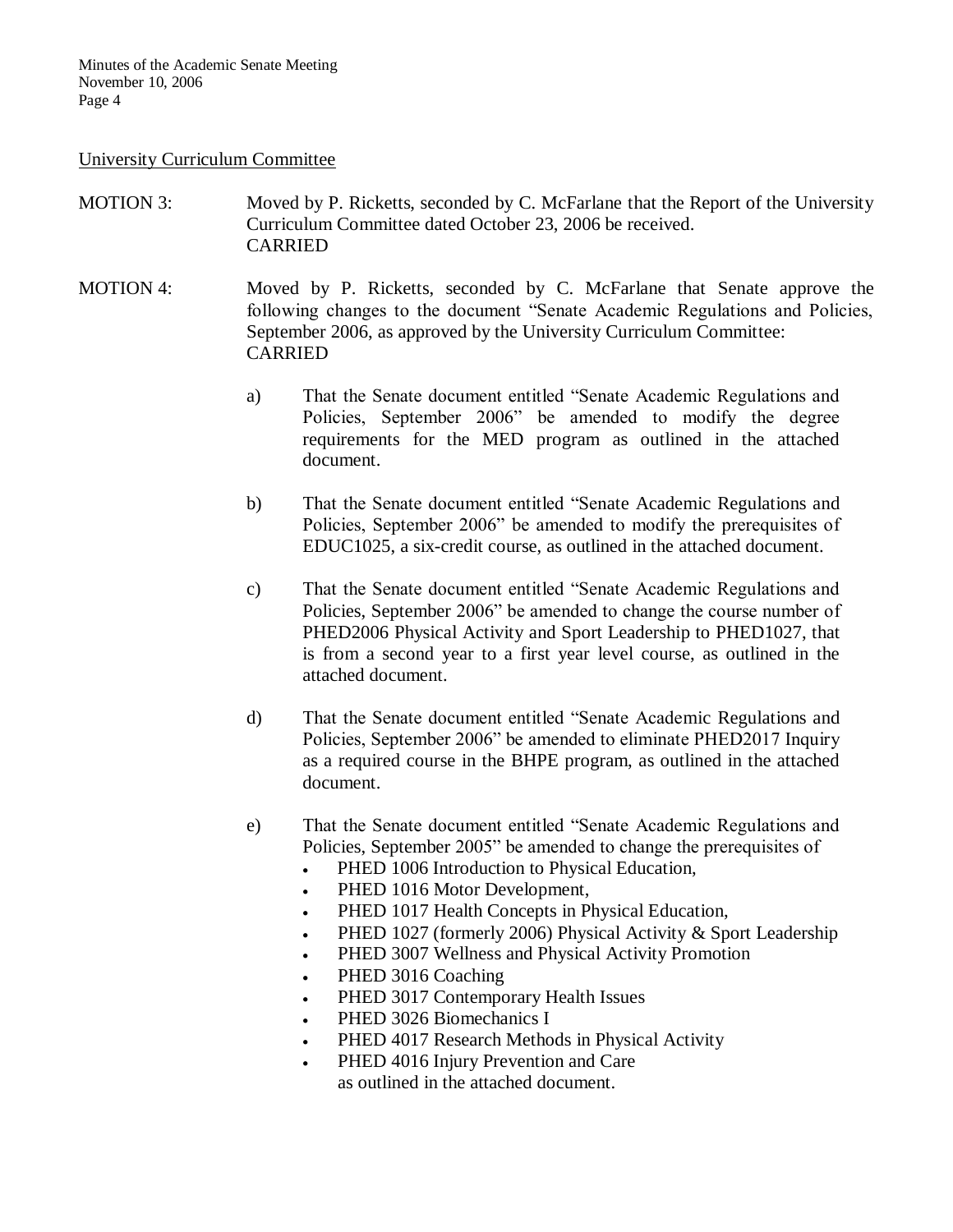University Curriculum Committee

MOTION 3: Moved by P. Ricketts, seconded by C. McFarlane that the Report of the University Curriculum Committee dated October 23, 2006 be received.
CARRIED

MOTION 4: Moved by P. Ricketts, seconded by C. McFarlane that Senate approve the following changes to the document "Senate Academic Regulations and Policies, September 2006, as approved by the University Curriculum Committee:
CARRIED

a) That the Senate document entitled "Senate Academic Regulations and Policies, September 2006" be amended to modify the degree requirements for the MED program as outlined in the attached document.

b) That the Senate document entitled "Senate Academic Regulations and Policies, September 2006" be amended to modify the prerequisites of EDUC1025, a six-credit course, as outlined in the attached document.

c) That the Senate document entitled "Senate Academic Regulations and Policies, September 2006" be amended to change the course number of PHED2006 Physical Activity and Sport Leadership to PHED1027, that is from a second year to a first year level course, as outlined in the attached document.

d) That the Senate document entitled "Senate Academic Regulations and Policies, September 2006" be amended to eliminate PHED2017 Inquiry as a required course in the BHPE program, as outlined in the attached document.

e) That the Senate document entitled "Senate Academic Regulations and Policies, September 2005" be amended to change the prerequisites of
   - PHED 1006 Introduction to Physical Education,
   - PHED 1016 Motor Development,
   - PHED 1017 Health Concepts in Physical Education,
   - PHED 1027 (formerly 2006) Physical Activity & Sport Leadership
   - PHED 3007 Wellness and Physical Activity Promotion
   - PHED 3016 Coaching
   - PHED 3017 Contemporary Health Issues
   - PHED 3026 Biomechanics I
   - PHED 4017 Research Methods in Physical Activity
   - PHED 4016 Injury Prevention and Care

   as outlined in the attached document.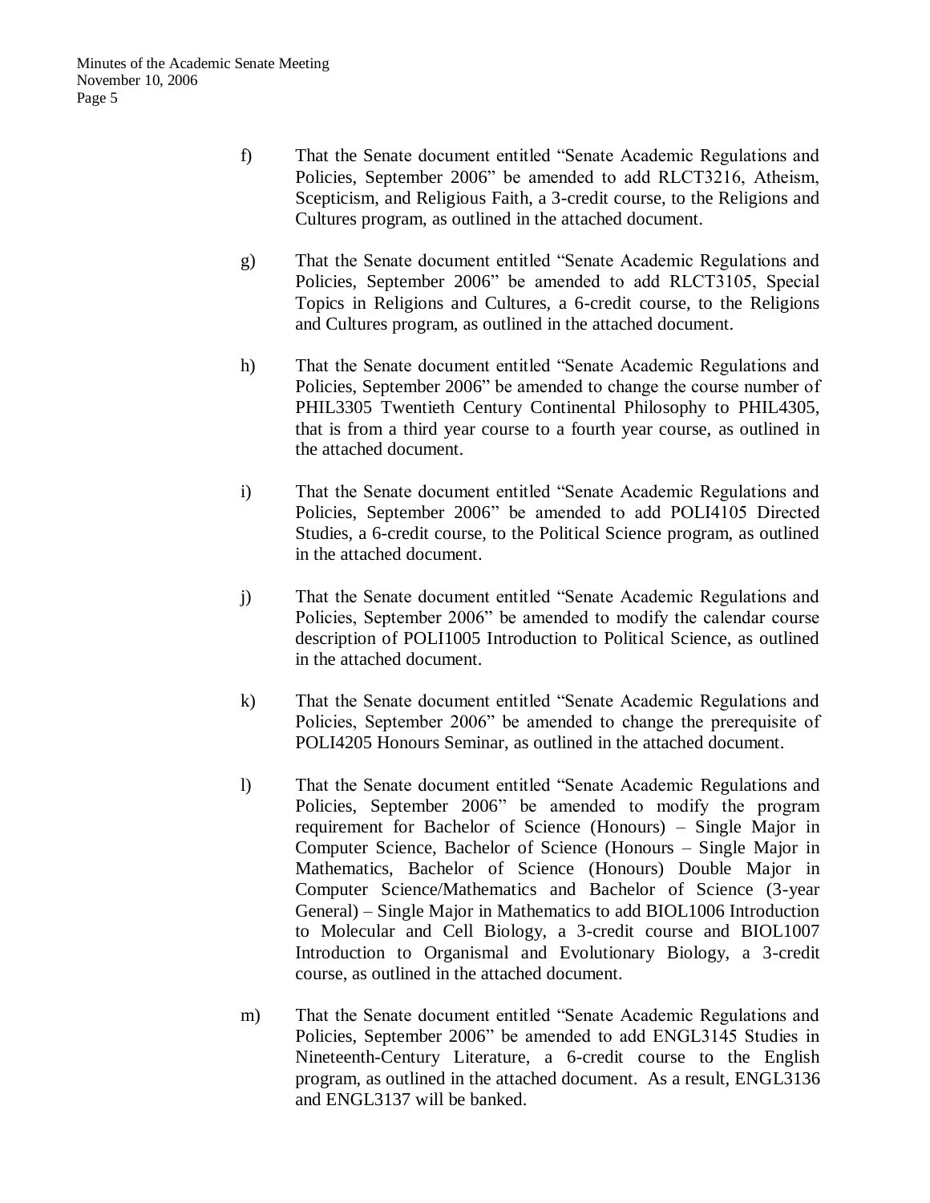f) That the Senate document entitled "Senate Academic Regulations and Policies, September 2006" be amended to add RLCT3216, Atheism, Scepticism, and Religious Faith, a 3-credit course, to the Religions and Cultures program, as outlined in the attached document.

g) That the Senate document entitled "Senate Academic Regulations and Policies, September 2006" be amended to add RLCT3105, Special Topics in Religions and Cultures, a 6-credit course, to the Religions and Cultures program, as outlined in the attached document.

h) That the Senate document entitled "Senate Academic Regulations and Policies, September 2006" be amended to change the course number of PHIL3305 Twentieth Century Continental Philosophy to PHIL4305, that is from a third year course to a fourth year course, as outlined in the attached document.

i) That the Senate document entitled "Senate Academic Regulations and Policies, September 2006" be amended to add POLI4105 Directed Studies, a 6-credit course, to the Political Science program, as outlined in the attached document.

j) That the Senate document entitled "Senate Academic Regulations and Policies, September 2006" be amended to modify the calendar course description of POLI1005 Introduction to Political Science, as outlined in the attached document.

k) That the Senate document entitled "Senate Academic Regulations and Policies, September 2006" be amended to change the prerequisite of POLI4205 Honours Seminar, as outlined in the attached document.

l) That the Senate document entitled "Senate Academic Regulations and Policies, September 2006" be amended to modify the program requirement for Bachelor of Science (Honours) – Single Major in Computer Science, Bachelor of Science (Honours – Single Major in Mathematics, Bachelor of Science (Honours) Double Major in Computer Science/Mathematics and Bachelor of Science (3-year General) – Single Major in Mathematics to add BIOL1006 Introduction to Molecular and Cell Biology, a 3-credit course and BIOL1007 Introduction to Organismal and Evolutionary Biology, a 3-credit course, as outlined in the attached document.

m) That the Senate document entitled "Senate Academic Regulations and Policies, September 2006" be amended to add ENGL3145 Studies in Nineteenth-Century Literature, a 6-credit course to the English program, as outlined in the attached document. As a result, ENGL3136 and ENGL3137 will be banked.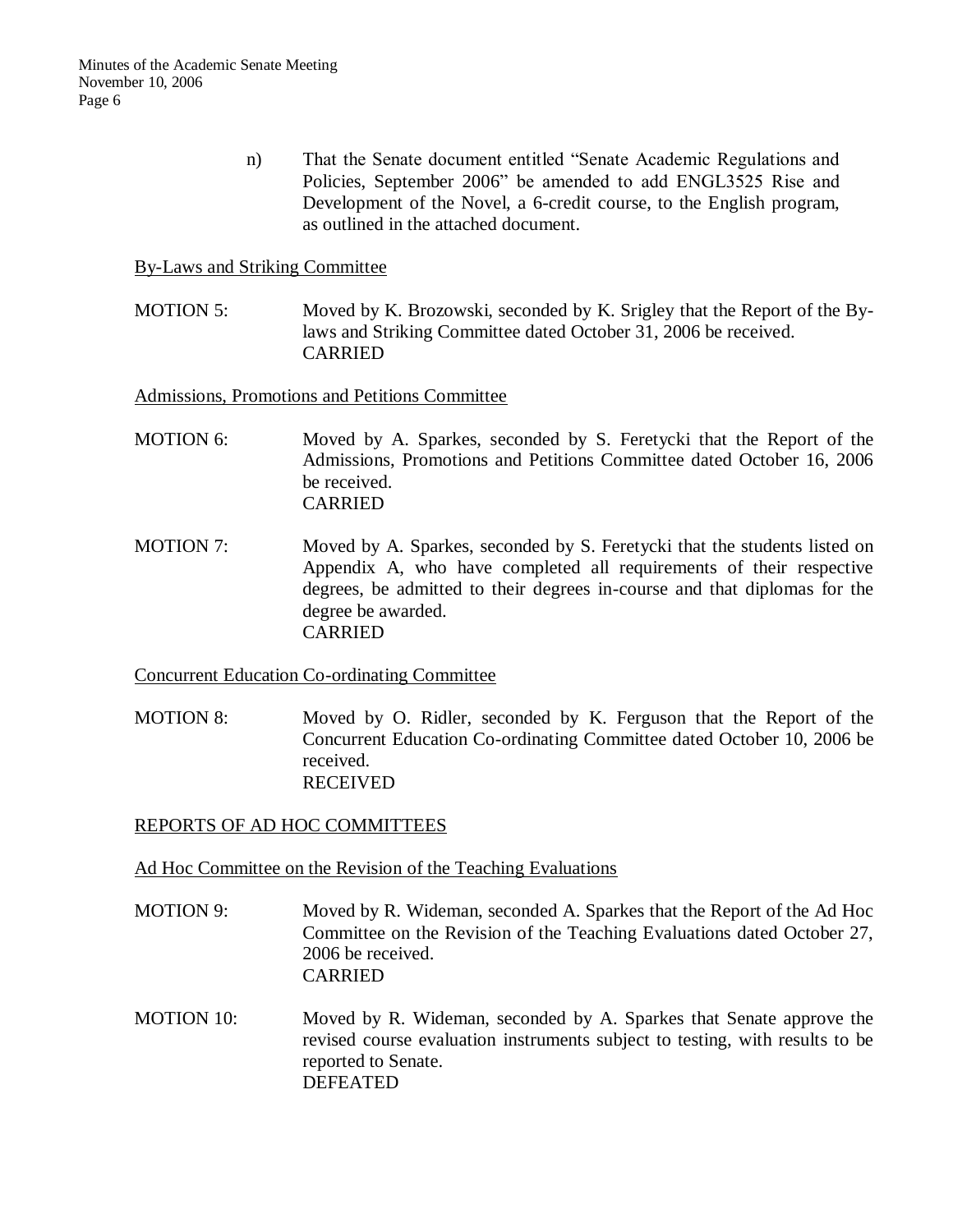n) That the Senate document entitled "Senate Academic Regulations and Policies, September 2006" be amended to add ENGL3525 Rise and Development of the Novel, a 6-credit course, to the English program, as outlined in the attached document.

By-Laws and Striking Committee

MOTION 5: Moved by K. Brozowski, seconded by K. Srigley that the Report of the By-laws and Striking Committee dated October 31, 2006 be received.
CARRIED

Admissions, Promotions and Petitions Committee

MOTION 6: Moved by A. Sparkes, seconded by S. Feretycki that the Report of the Admissions, Promotions and Petitions Committee dated October 16, 2006 be received.
CARRIED

MOTION 7: Moved by A. Sparkes, seconded by S. Feretycki that the students listed on Appendix A, who have completed all requirements of their respective degrees, be admitted to their degrees in-course and that diplomas for the degree be awarded.
CARRIED

Concurrent Education Co-ordinating Committee

MOTION 8: Moved by O. Ridler, seconded by K. Ferguson that the Report of the Concurrent Education Co-ordinating Committee dated October 10, 2006 be received.
RECEIVED

## REPORTS OF AD HOC COMMITTEES

Ad Hoc Committee on the Revision of the Teaching Evaluations

MOTION 9: Moved by R. Wideman, seconded A. Sparkes that the Report of the Ad Hoc Committee on the Revision of the Teaching Evaluations dated October 27, 2006 be received.
CARRIED

MOTION 10: Moved by R. Wideman, seconded by A. Sparkes that Senate approve the revised course evaluation instruments subject to testing, with results to be reported to Senate.
DEFEATED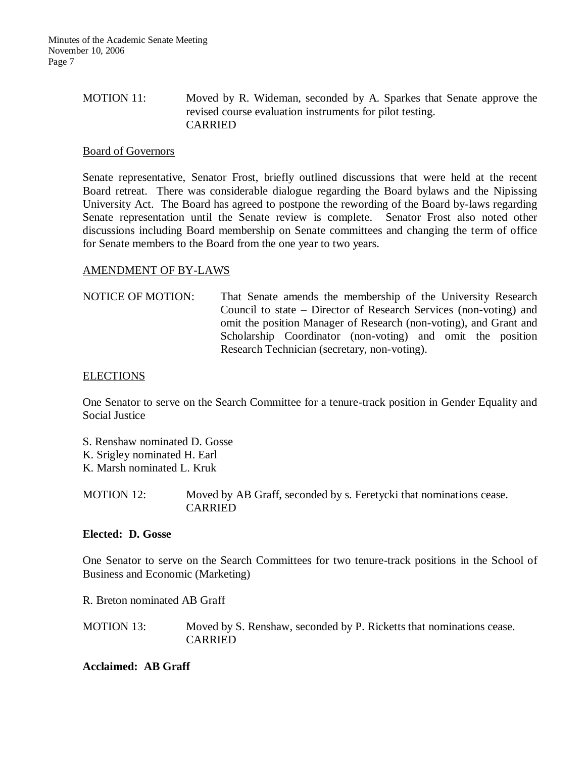MOTION 11: Moved by R. Wideman, seconded by A. Sparkes that Senate approve the revised course evaluation instruments for pilot testing.
CARRIED

Board of Governors

Senate representative, Senator Frost, briefly outlined discussions that were held at the recent Board retreat. There was considerable dialogue regarding the Board bylaws and the Nipissing University Act. The Board has agreed to postpone the rewording of the Board by-laws regarding Senate representation until the Senate review is complete. Senator Frost also noted other discussions including Board membership on Senate committees and changing the term of office for Senate members to the Board from the one year to two years.

AMENDMENT OF BY-LAWS

NOTICE OF MOTION: That Senate amends the membership of the University Research Council to state – Director of Research Services (non-voting) and omit the position Manager of Research (non-voting), and Grant and Scholarship Coordinator (non-voting) and omit the position Research Technician (secretary, non-voting).

ELECTIONS

One Senator to serve on the Search Committee for a tenure-track position in Gender Equality and Social Justice

S. Renshaw nominated D. Gosse
K. Srigley nominated H. Earl
K. Marsh nominated L. Kruk

MOTION 12: Moved by AB Graff, seconded by s. Feretycki that nominations cease.
CARRIED

**Elected: D. Gosse**

One Senator to serve on the Search Committees for two tenure-track positions in the School of Business and Economic (Marketing)

R. Breton nominated AB Graff

MOTION 13: Moved by S. Renshaw, seconded by P. Ricketts that nominations cease.
CARRIED

**Acclaimed: AB Graff**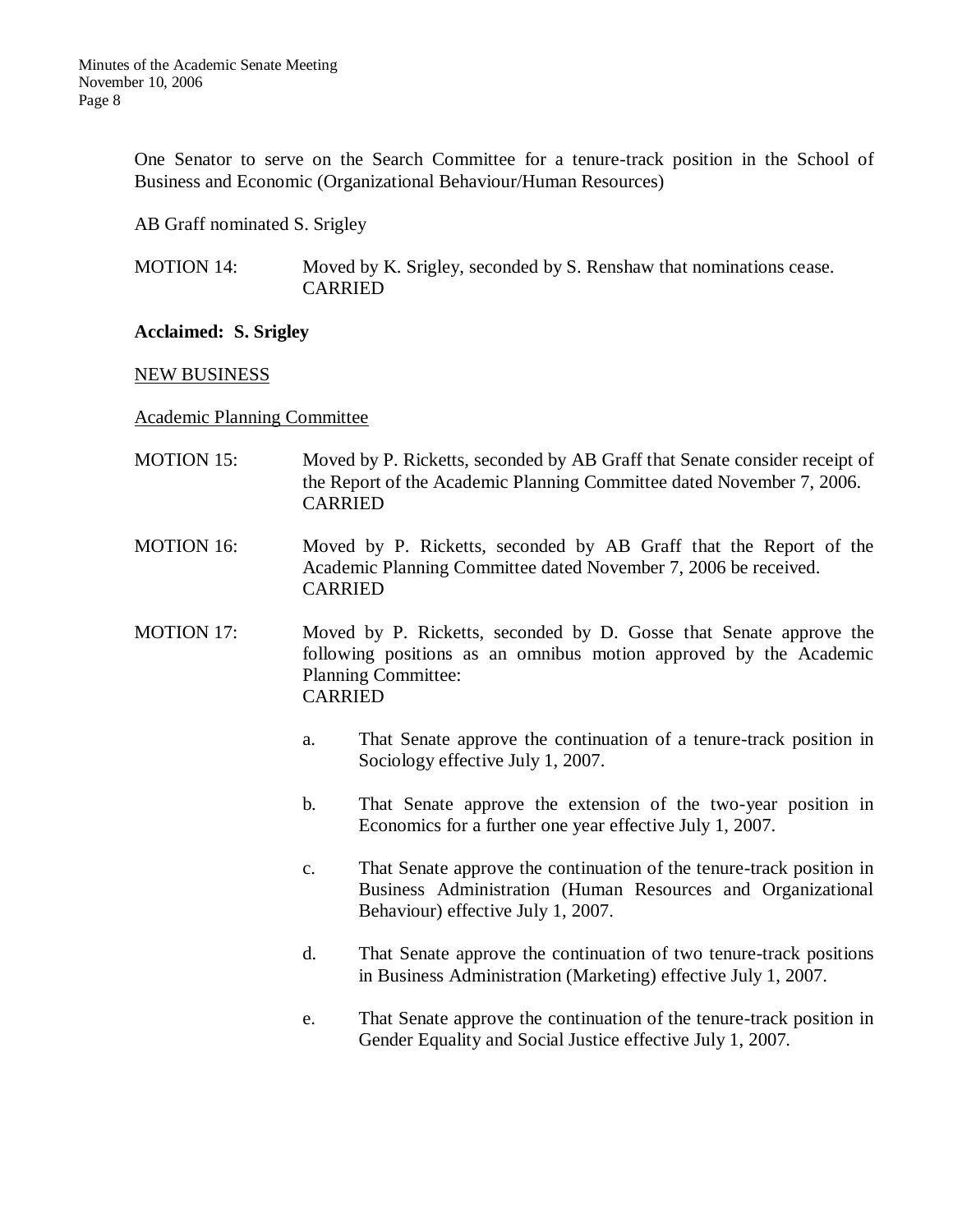One Senator to serve on the Search Committee for a tenure-track position in the School of Business and Economic (Organizational Behaviour/Human Resources)

AB Graff nominated S. Srigley

MOTION 14: Moved by K. Srigley, seconded by S. Renshaw that nominations cease. CARRIED

**Acclaimed: S. Srigley**

NEW BUSINESS

Academic Planning Committee

MOTION 15: Moved by P. Ricketts, seconded by AB Graff that Senate consider receipt of the Report of the Academic Planning Committee dated November 7, 2006. CARRIED

MOTION 16: Moved by P. Ricketts, seconded by AB Graff that the Report of the Academic Planning Committee dated November 7, 2006 be received. CARRIED

MOTION 17: Moved by P. Ricketts, seconded by D. Gosse that Senate approve the following positions as an omnibus motion approved by the Academic Planning Committee: CARRIED

a. That Senate approve the continuation of a tenure-track position in Sociology effective July 1, 2007.

b. That Senate approve the extension of the two-year position in Economics for a further one year effective July 1, 2007.

c. That Senate approve the continuation of the tenure-track position in Business Administration (Human Resources and Organizational Behaviour) effective July 1, 2007.

d. That Senate approve the continuation of two tenure-track positions in Business Administration (Marketing) effective July 1, 2007.

e. That Senate approve the continuation of the tenure-track position in Gender Equality and Social Justice effective July 1, 2007.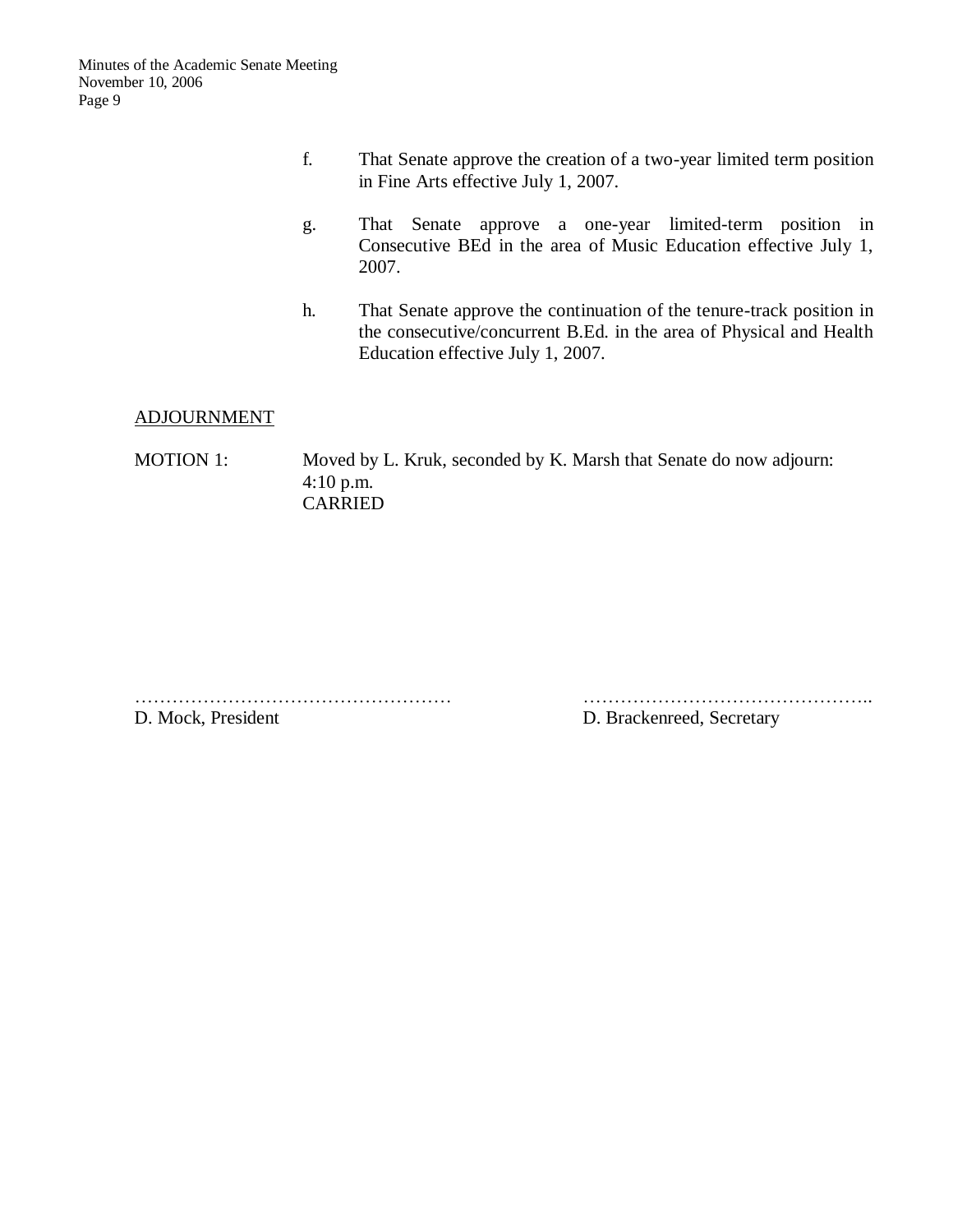f. That Senate approve the creation of a two-year limited term position in Fine Arts effective July 1, 2007.

g. That Senate approve a one-year limited-term position in Consecutive BEd in the area of Music Education effective July 1, 2007.

h. That Senate approve the continuation of the tenure-track position in the consecutive/concurrent B.Ed. in the area of Physical and Health Education effective July 1, 2007.

ADJOURNMENT

MOTION 1: Moved by L. Kruk, seconded by K. Marsh that Senate do now adjourn: 4:10 p.m.
CARRIED

……………………………………………

D. Mock, President

………………………………………..

D. Brackenreed, Secretary